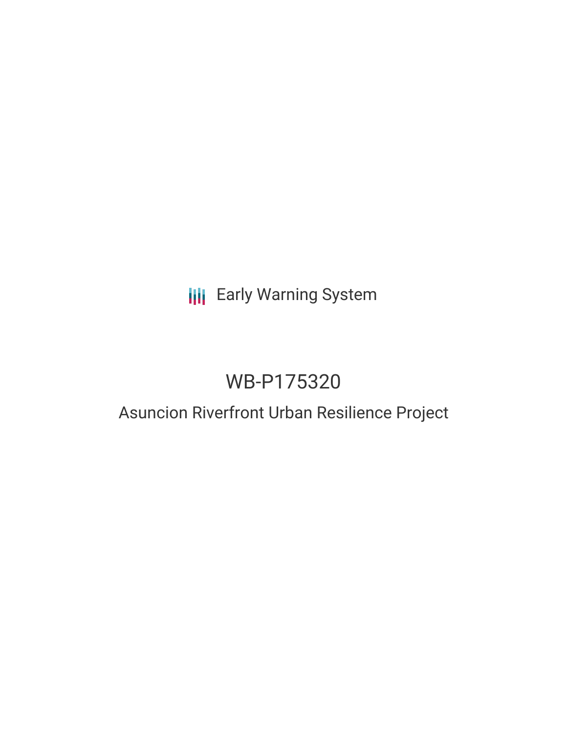Early Warning System

# WB-P175320

## Asuncion Riverfront Urban Resilience Project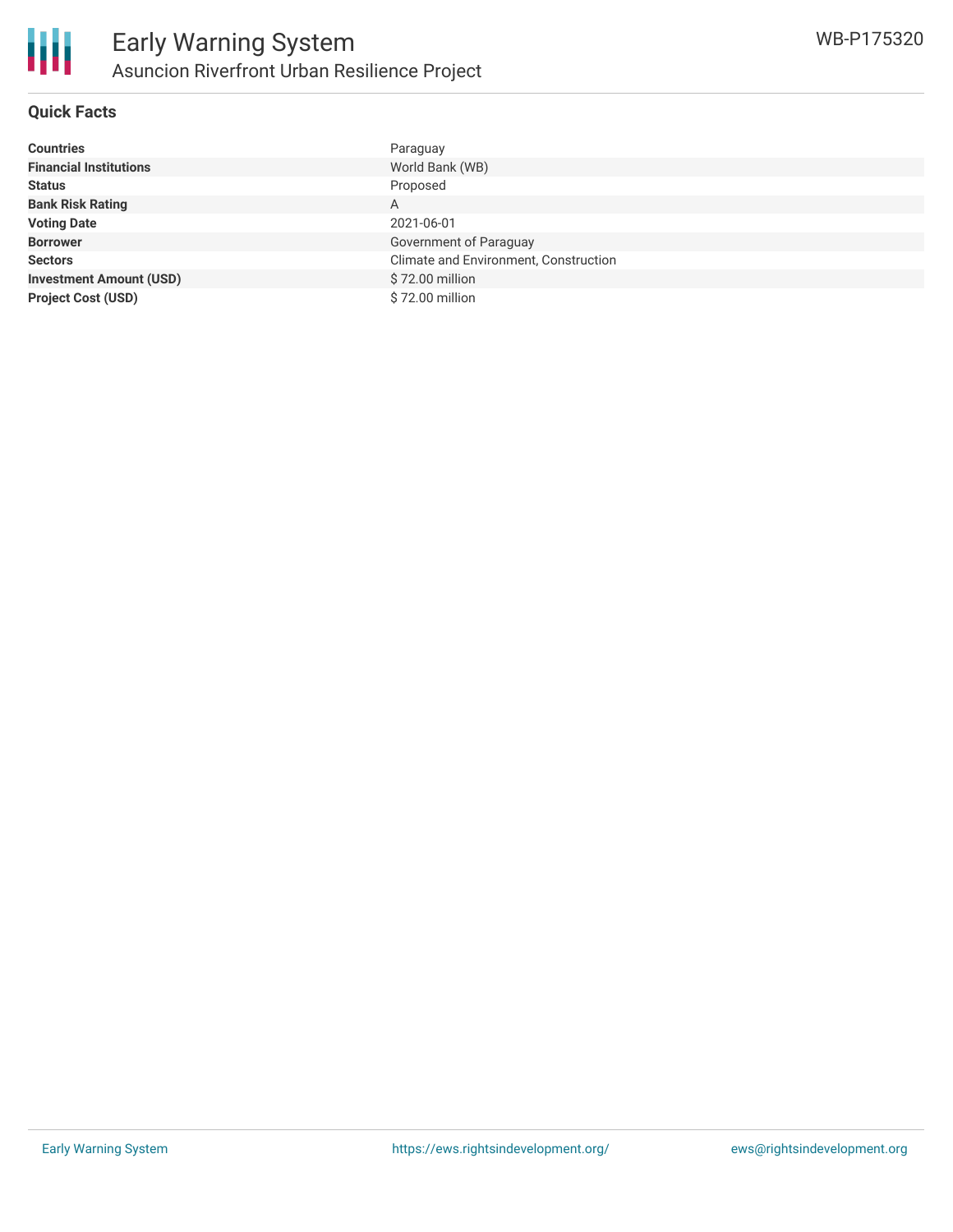# Early Warning System

## Asuncion Riverfront Urban Resilience Project

WB-P175320

### Quick Facts

| | |
|---|---|
| **Countries** | Paraguay |
| **Financial Institutions** | World Bank (WB) |
| **Status** | Proposed |
| **Bank Risk Rating** | A |
| **Voting Date** | 2021-06-01 |
| **Borrower** | Government of Paraguay |
| **Sectors** | Climate and Environment, Construction |
| **Investment Amount (USD)** | $ 72.00 million |
| **Project Cost (USD)** | $ 72.00 million |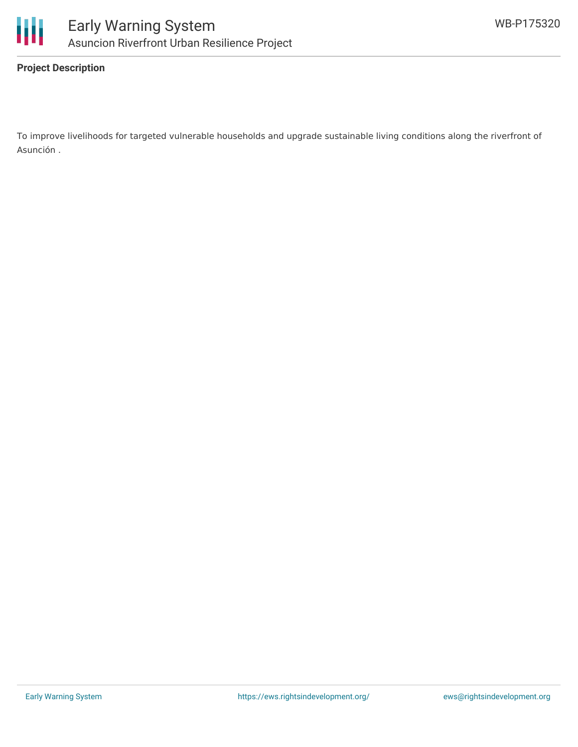**Project Description**

To improve livelihoods for targeted vulnerable households and upgrade sustainable living conditions along the riverfront of Asunción .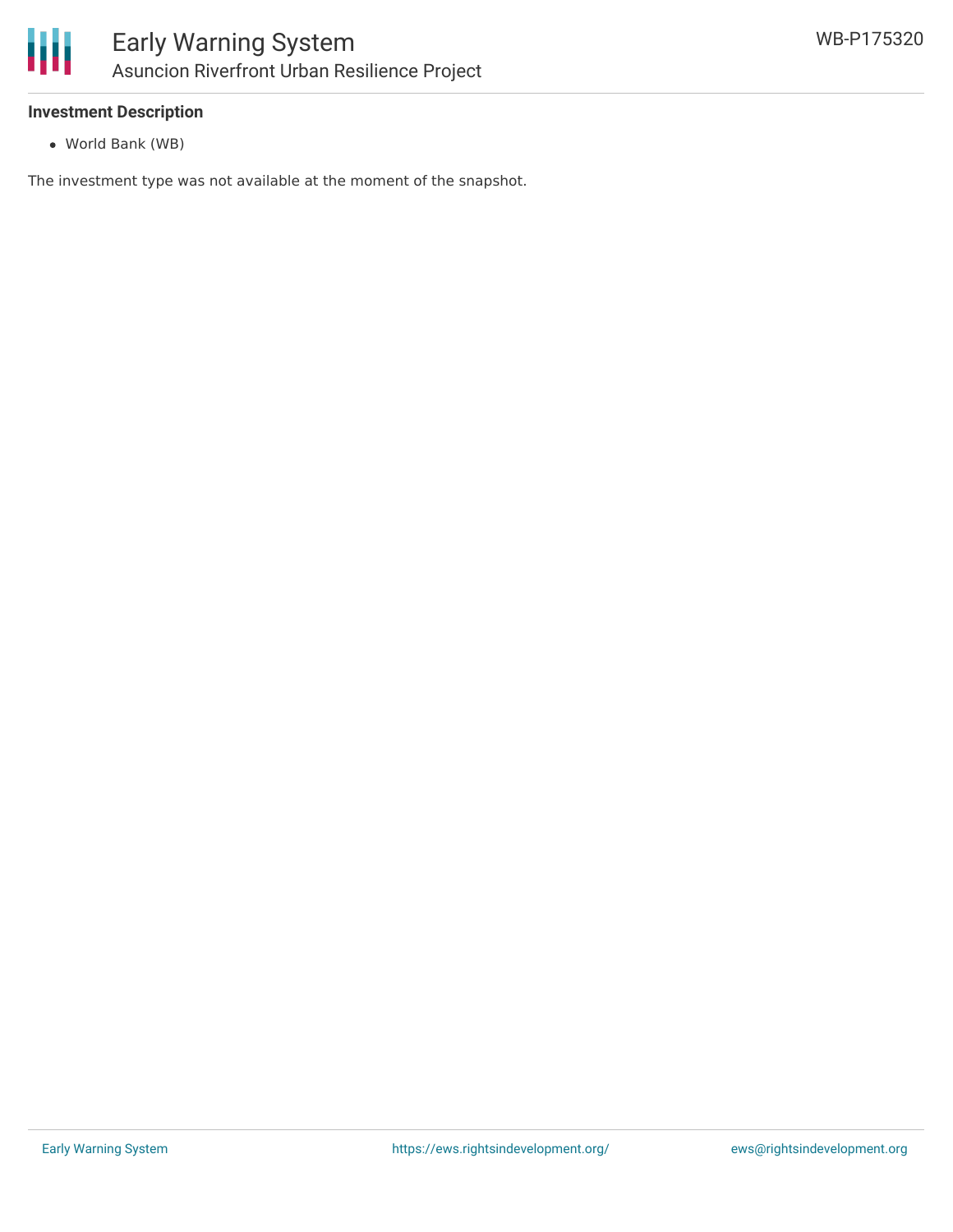**Investment Description**

- World Bank (WB)

The investment type was not available at the moment of the snapshot.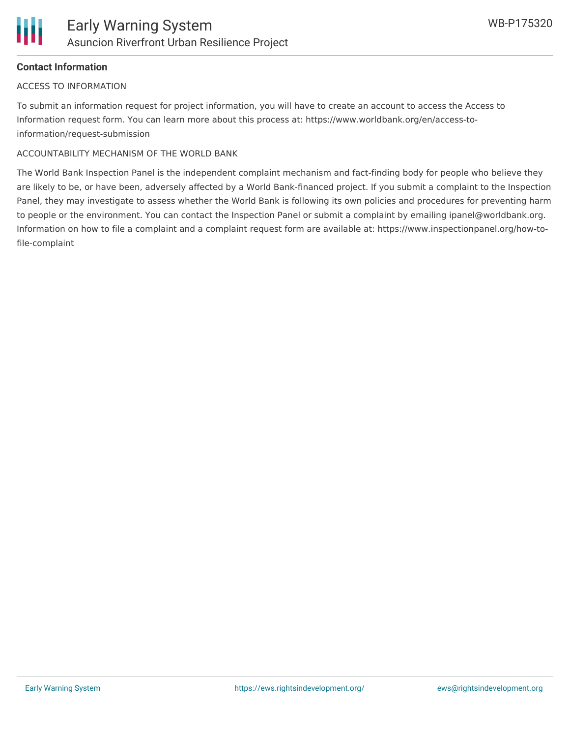**Contact Information**

ACCESS TO INFORMATION

To submit an information request for project information, you will have to create an account to access the Access to Information request form. You can learn more about this process at: https://www.worldbank.org/en/access-to-information/request-submission

ACCOUNTABILITY MECHANISM OF THE WORLD BANK

The World Bank Inspection Panel is the independent complaint mechanism and fact-finding body for people who believe they are likely to be, or have been, adversely affected by a World Bank-financed project. If you submit a complaint to the Inspection Panel, they may investigate to assess whether the World Bank is following its own policies and procedures for preventing harm to people or the environment. You can contact the Inspection Panel or submit a complaint by emailing ipanel@worldbank.org. Information on how to file a complaint and a complaint request form are available at: https://www.inspectionpanel.org/how-to-file-complaint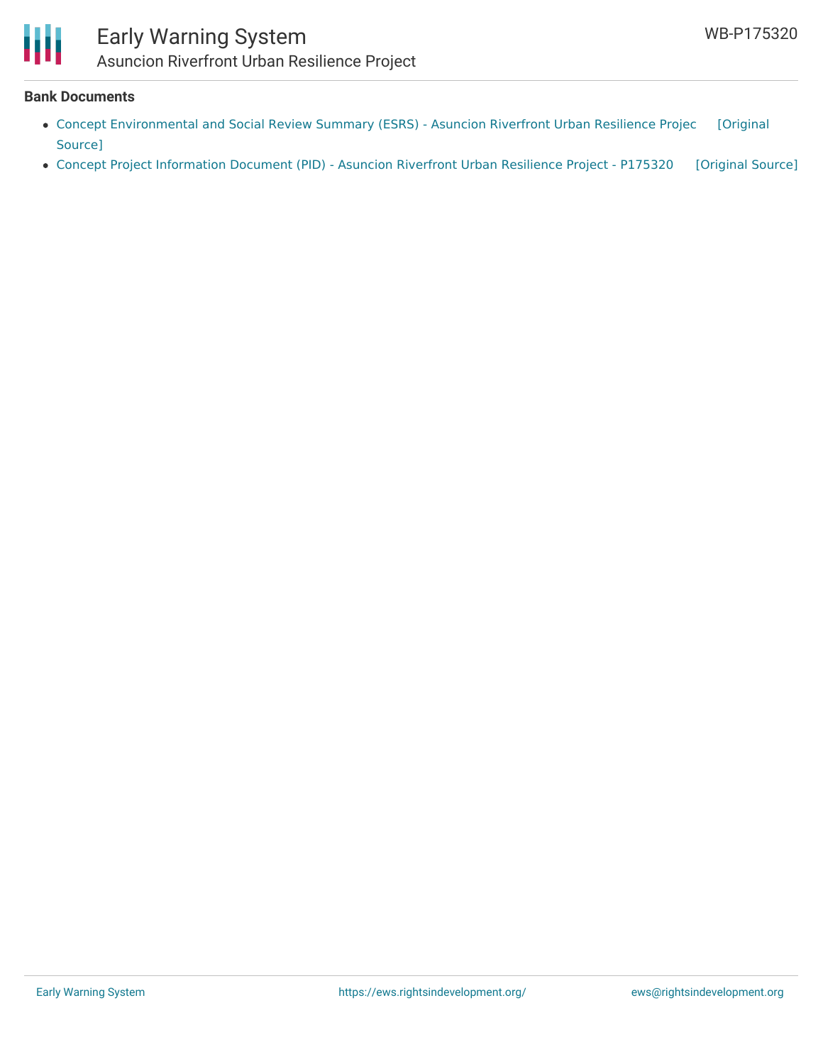**Bank Documents**

- Concept Environmental and Social Review Summary (ESRS) - Asuncion Riverfront Urban Resilience Projec [Original Source]
- Concept Project Information Document (PID) - Asuncion Riverfront Urban Resilience Project - P175320 [Original Source]